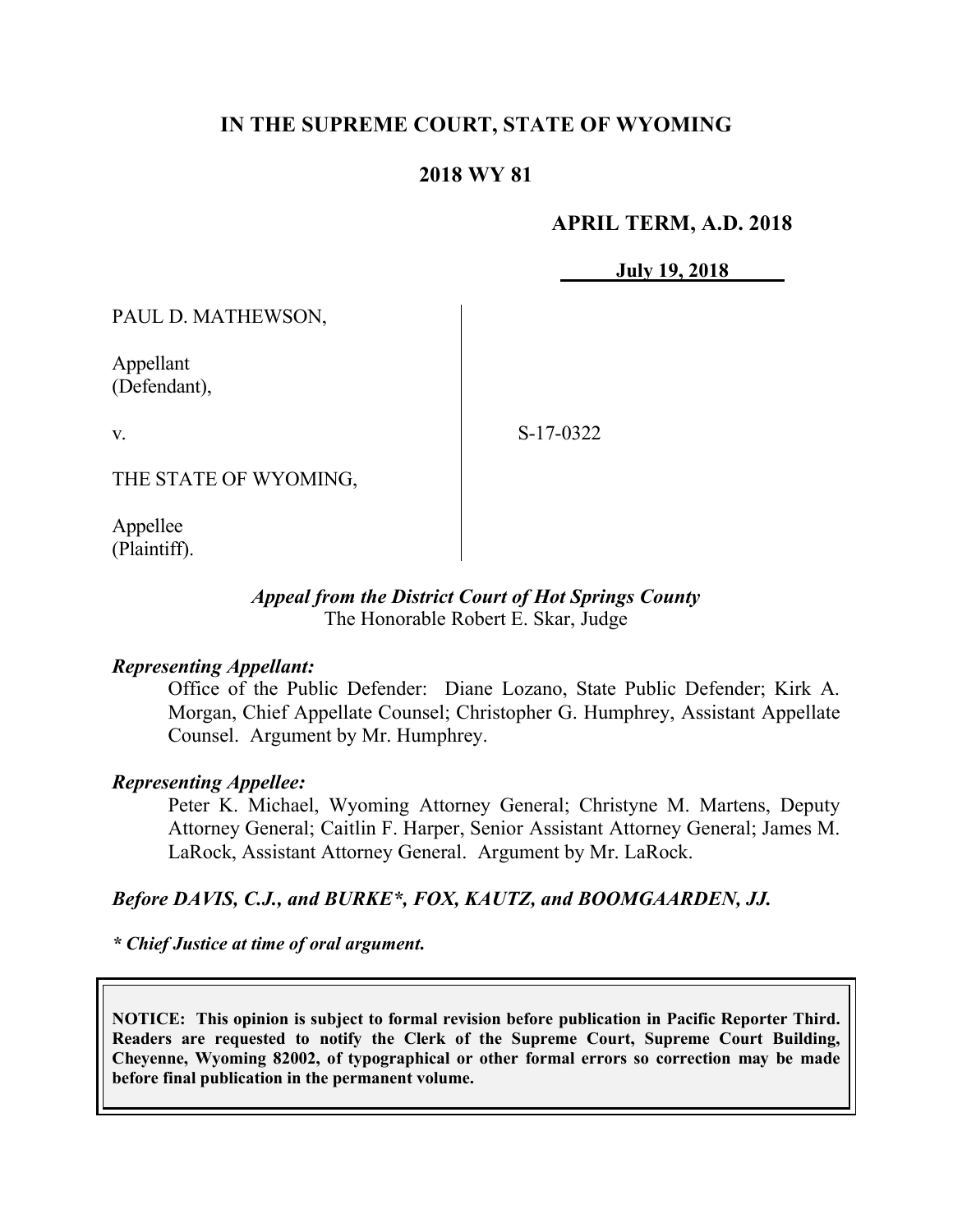# IN THE SUPREME COURT, STATE OF WYOMING

## 2018 WY 81

**APRIL TERM, A.D. 2018**

**July 19, 2018**

PAUL D. MATHEWSON,

Appellant
(Defendant),

v.

S-17-0322

THE STATE OF WYOMING,

Appellee
(Plaintiff).

*Appeal from the District Court of Hot Springs County*
The Honorable Robert E. Skar, Judge

***Representing Appellant:***

Office of the Public Defender: Diane Lozano, State Public Defender; Kirk A. Morgan, Chief Appellate Counsel; Christopher G. Humphrey, Assistant Appellate Counsel. Argument by Mr. Humphrey.

***Representing Appellee:***

Peter K. Michael, Wyoming Attorney General; Christyne M. Martens, Deputy Attorney General; Caitlin F. Harper, Senior Assistant Attorney General; James M. LaRock, Assistant Attorney General. Argument by Mr. LaRock.

***Before DAVIS, C.J., and BURKE\*, FOX, KAUTZ, and BOOMGAARDEN, JJ.***

***\* Chief Justice at time of oral argument.***

**NOTICE: This opinion is subject to formal revision before publication in Pacific Reporter Third. Readers are requested to notify the Clerk of the Supreme Court, Supreme Court Building, Cheyenne, Wyoming 82002, of typographical or other formal errors so correction may be made before final publication in the permanent volume.**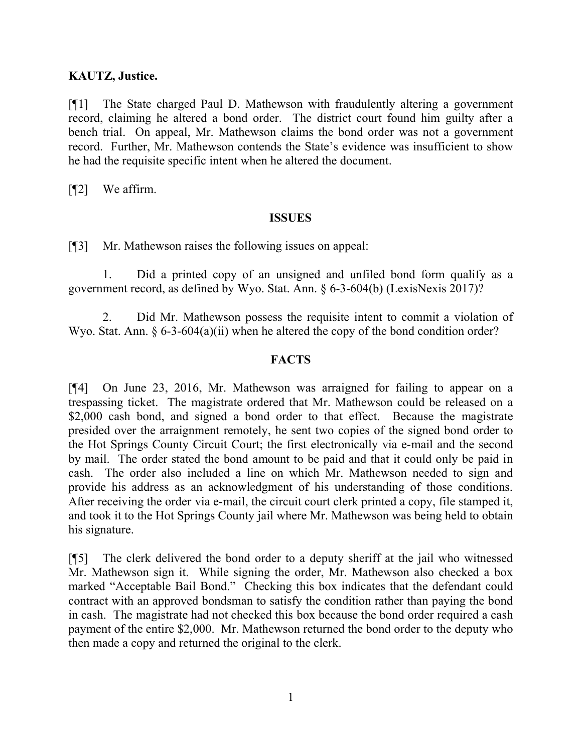**KAUTZ, Justice.**

[¶1] The State charged Paul D. Mathewson with fraudulently altering a government record, claiming he altered a bond order. The district court found him guilty after a bench trial. On appeal, Mr. Mathewson claims the bond order was not a government record. Further, Mr. Mathewson contends the State's evidence was insufficient to show he had the requisite specific intent when he altered the document.

[¶2] We affirm.

## ISSUES

[¶3] Mr. Mathewson raises the following issues on appeal:

1. Did a printed copy of an unsigned and unfiled bond form qualify as a government record, as defined by Wyo. Stat. Ann. § 6-3-604(b) (LexisNexis 2017)?

2. Did Mr. Mathewson possess the requisite intent to commit a violation of Wyo. Stat. Ann. § 6-3-604(a)(ii) when he altered the copy of the bond condition order?

## FACTS

[¶4] On June 23, 2016, Mr. Mathewson was arraigned for failing to appear on a trespassing ticket. The magistrate ordered that Mr. Mathewson could be released on a $2,000 cash bond, and signed a bond order to that effect. Because the magistrate presided over the arraignment remotely, he sent two copies of the signed bond order to the Hot Springs County Circuit Court; the first electronically via e-mail and the second by mail. The order stated the bond amount to be paid and that it could only be paid in cash. The order also included a line on which Mr. Mathewson needed to sign and provide his address as an acknowledgment of his understanding of those conditions. After receiving the order via e-mail, the circuit court clerk printed a copy, file stamped it, and took it to the Hot Springs County jail where Mr. Mathewson was being held to obtain his signature.

[¶5] The clerk delivered the bond order to a deputy sheriff at the jail who witnessed Mr. Mathewson sign it. While signing the order, Mr. Mathewson also checked a box marked "Acceptable Bail Bond." Checking this box indicates that the defendant could contract with an approved bondsman to satisfy the condition rather than paying the bond in cash. The magistrate had not checked this box because the bond order required a cash payment of the entire $2,000. Mr. Mathewson returned the bond order to the deputy who then made a copy and returned the original to the clerk.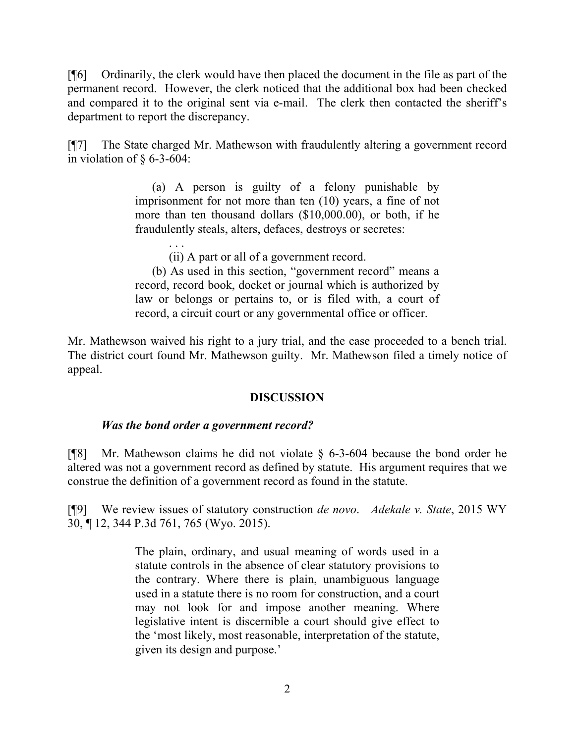[¶6] Ordinarily, the clerk would have then placed the document in the file as part of the permanent record. However, the clerk noticed that the additional box had been checked and compared it to the original sent via e-mail. The clerk then contacted the sheriff's department to report the discrepancy.

[¶7] The State charged Mr. Mathewson with fraudulently altering a government record in violation of § 6-3-604:

> (a) A person is guilty of a felony punishable by imprisonment for not more than ten (10) years, a fine of not more than ten thousand dollars ($10,000.00), or both, if he fraudulently steals, alters, defaces, destroys or secretes:
>
> . . .
>
> (ii) A part or all of a government record.
>
> (b) As used in this section, "government record" means a record, record book, docket or journal which is authorized by law or belongs or pertains to, or is filed with, a court of record, a circuit court or any governmental office or officer.

Mr. Mathewson waived his right to a jury trial, and the case proceeded to a bench trial. The district court found Mr. Mathewson guilty. Mr. Mathewson filed a timely notice of appeal.

## DISCUSSION

### *Was the bond order a government record?*

[¶8] Mr. Mathewson claims he did not violate § 6-3-604 because the bond order he altered was not a government record as defined by statute. His argument requires that we construe the definition of a government record as found in the statute.

[¶9] We review issues of statutory construction *de novo*. *Adekale v. State*, 2015 WY 30, ¶ 12, 344 P.3d 761, 765 (Wyo. 2015).

> The plain, ordinary, and usual meaning of words used in a statute controls in the absence of clear statutory provisions to the contrary. Where there is plain, unambiguous language used in a statute there is no room for construction, and a court may not look for and impose another meaning. Where legislative intent is discernible a court should give effect to the 'most likely, most reasonable, interpretation of the statute, given its design and purpose.'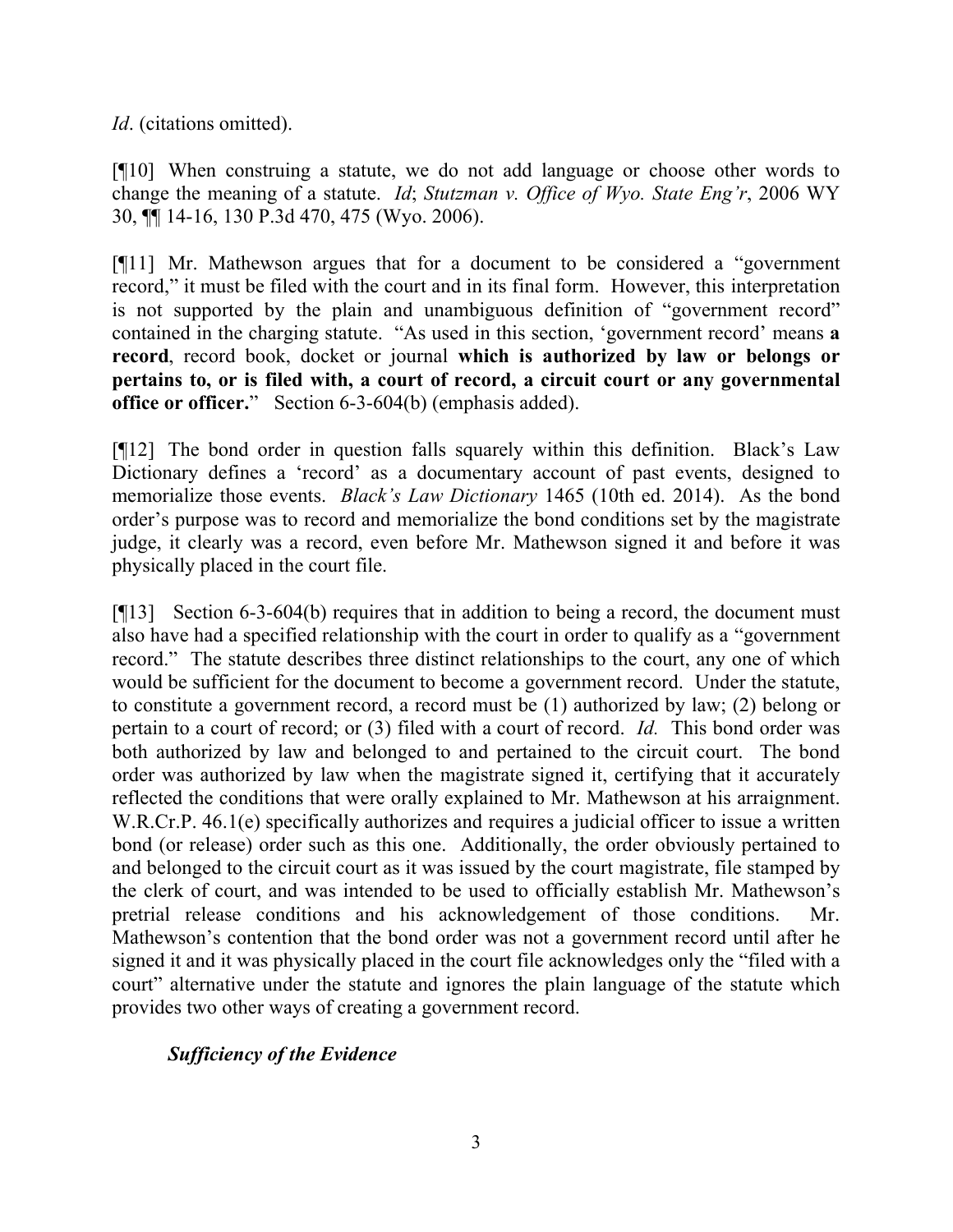*Id*. (citations omitted).

[¶10] When construing a statute, we do not add language or choose other words to change the meaning of a statute. *Id*; *Stutzman v. Office of Wyo. State Eng'r*, 2006 WY 30, ¶¶ 14-16, 130 P.3d 470, 475 (Wyo. 2006).

[¶11] Mr. Mathewson argues that for a document to be considered a "government record," it must be filed with the court and in its final form. However, this interpretation is not supported by the plain and unambiguous definition of "government record" contained in the charging statute. "As used in this section, 'government record' means **a record**, record book, docket or journal **which is authorized by law or belongs or pertains to, or is filed with, a court of record, a circuit court or any governmental office or officer.**" Section 6-3-604(b) (emphasis added).

[¶12] The bond order in question falls squarely within this definition. Black's Law Dictionary defines a 'record' as a documentary account of past events, designed to memorialize those events. *Black's Law Dictionary* 1465 (10th ed. 2014). As the bond order's purpose was to record and memorialize the bond conditions set by the magistrate judge, it clearly was a record, even before Mr. Mathewson signed it and before it was physically placed in the court file.

[¶13] Section 6-3-604(b) requires that in addition to being a record, the document must also have had a specified relationship with the court in order to qualify as a "government record." The statute describes three distinct relationships to the court, any one of which would be sufficient for the document to become a government record. Under the statute, to constitute a government record, a record must be (1) authorized by law; (2) belong or pertain to a court of record; or (3) filed with a court of record. *Id.* This bond order was both authorized by law and belonged to and pertained to the circuit court. The bond order was authorized by law when the magistrate signed it, certifying that it accurately reflected the conditions that were orally explained to Mr. Mathewson at his arraignment. W.R.Cr.P. 46.1(e) specifically authorizes and requires a judicial officer to issue a written bond (or release) order such as this one. Additionally, the order obviously pertained to and belonged to the circuit court as it was issued by the court magistrate, file stamped by the clerk of court, and was intended to be used to officially establish Mr. Mathewson's pretrial release conditions and his acknowledgement of those conditions. Mr. Mathewson's contention that the bond order was not a government record until after he signed it and it was physically placed in the court file acknowledges only the "filed with a court" alternative under the statute and ignores the plain language of the statute which provides two other ways of creating a government record.

***Sufficiency of the Evidence***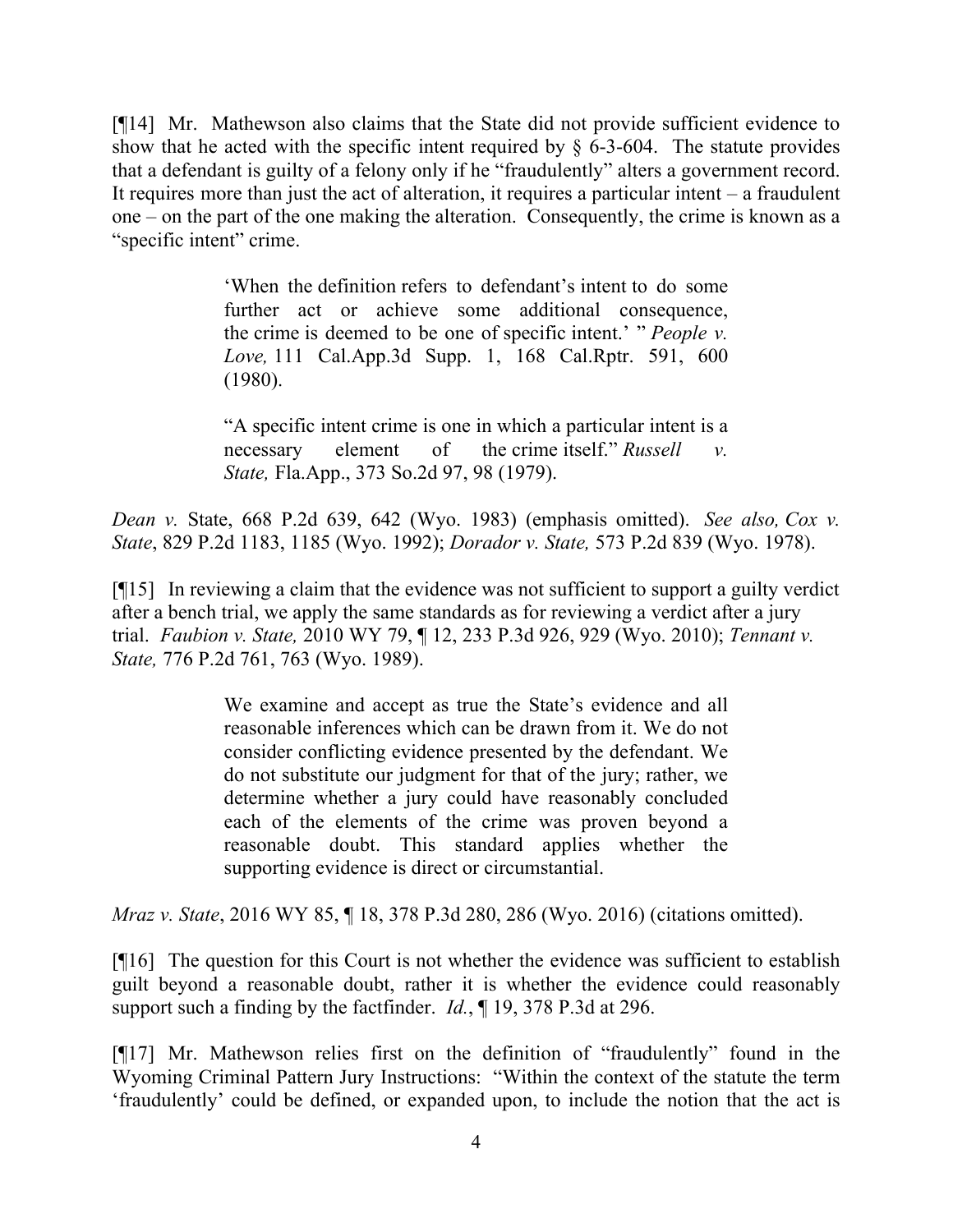[¶14] Mr. Mathewson also claims that the State did not provide sufficient evidence to show that he acted with the specific intent required by § 6-3-604. The statute provides that a defendant is guilty of a felony only if he "fraudulently" alters a government record. It requires more than just the act of alteration, it requires a particular intent – a fraudulent one – on the part of the one making the alteration. Consequently, the crime is known as a "specific intent" crime.

> 'When the definition refers to defendant's intent to do some further act or achieve some additional consequence, the crime is deemed to be one of specific intent.' " *People v. Love,* 111 Cal.App.3d Supp. 1, 168 Cal.Rptr. 591, 600 (1980).
>
> "A specific intent crime is one in which a particular intent is a necessary element of the crime itself." *Russell v. State,* Fla.App., 373 So.2d 97, 98 (1979).

*Dean v.* State, 668 P.2d 639, 642 (Wyo. 1983) (emphasis omitted). *See also, Cox v. State*, 829 P.2d 1183, 1185 (Wyo. 1992); *Dorador v. State,* 573 P.2d 839 (Wyo. 1978).

[¶15] In reviewing a claim that the evidence was not sufficient to support a guilty verdict after a bench trial, we apply the same standards as for reviewing a verdict after a jury trial. *Faubion v. State,* 2010 WY 79, ¶ 12, 233 P.3d 926, 929 (Wyo. 2010); *Tennant v. State,* 776 P.2d 761, 763 (Wyo. 1989).

> We examine and accept as true the State's evidence and all reasonable inferences which can be drawn from it. We do not consider conflicting evidence presented by the defendant. We do not substitute our judgment for that of the jury; rather, we determine whether a jury could have reasonably concluded each of the elements of the crime was proven beyond a reasonable doubt. This standard applies whether the supporting evidence is direct or circumstantial.

*Mraz v. State*, 2016 WY 85, ¶ 18, 378 P.3d 280, 286 (Wyo. 2016) (citations omitted).

[¶16] The question for this Court is not whether the evidence was sufficient to establish guilt beyond a reasonable doubt, rather it is whether the evidence could reasonably support such a finding by the factfinder. *Id.*, ¶ 19, 378 P.3d at 296.

[¶17] Mr. Mathewson relies first on the definition of "fraudulently" found in the Wyoming Criminal Pattern Jury Instructions: "Within the context of the statute the term 'fraudulently' could be defined, or expanded upon, to include the notion that the act is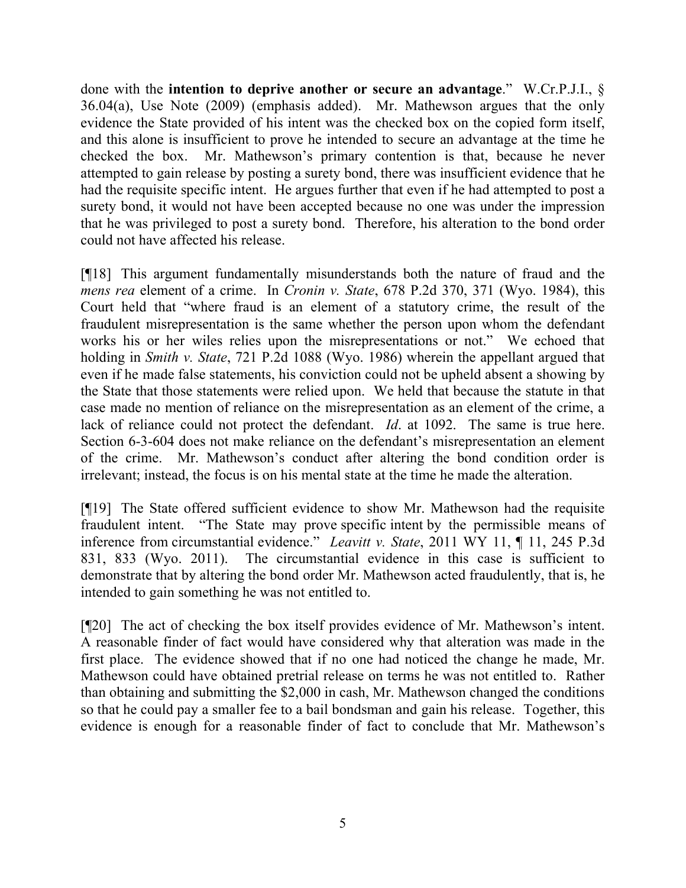done with the **intention to deprive another or secure an advantage**." W.Cr.P.J.I., § 36.04(a), Use Note (2009) (emphasis added). Mr. Mathewson argues that the only evidence the State provided of his intent was the checked box on the copied form itself, and this alone is insufficient to prove he intended to secure an advantage at the time he checked the box. Mr. Mathewson's primary contention is that, because he never attempted to gain release by posting a surety bond, there was insufficient evidence that he had the requisite specific intent. He argues further that even if he had attempted to post a surety bond, it would not have been accepted because no one was under the impression that he was privileged to post a surety bond. Therefore, his alteration to the bond order could not have affected his release.

[¶18] This argument fundamentally misunderstands both the nature of fraud and the *mens rea* element of a crime. In *Cronin v. State*, 678 P.2d 370, 371 (Wyo. 1984), this Court held that "where fraud is an element of a statutory crime, the result of the fraudulent misrepresentation is the same whether the person upon whom the defendant works his or her wiles relies upon the misrepresentations or not." We echoed that holding in *Smith v. State*, 721 P.2d 1088 (Wyo. 1986) wherein the appellant argued that even if he made false statements, his conviction could not be upheld absent a showing by the State that those statements were relied upon. We held that because the statute in that case made no mention of reliance on the misrepresentation as an element of the crime, a lack of reliance could not protect the defendant. *Id*. at 1092. The same is true here. Section 6-3-604 does not make reliance on the defendant's misrepresentation an element of the crime. Mr. Mathewson's conduct after altering the bond condition order is irrelevant; instead, the focus is on his mental state at the time he made the alteration.

[¶19] The State offered sufficient evidence to show Mr. Mathewson had the requisite fraudulent intent. "The State may prove specific intent by the permissible means of inference from circumstantial evidence." *Leavitt v. State*, 2011 WY 11, ¶ 11, 245 P.3d 831, 833 (Wyo. 2011). The circumstantial evidence in this case is sufficient to demonstrate that by altering the bond order Mr. Mathewson acted fraudulently, that is, he intended to gain something he was not entitled to.

[¶20] The act of checking the box itself provides evidence of Mr. Mathewson's intent. A reasonable finder of fact would have considered why that alteration was made in the first place. The evidence showed that if no one had noticed the change he made, Mr. Mathewson could have obtained pretrial release on terms he was not entitled to. Rather than obtaining and submitting the $2,000 in cash, Mr. Mathewson changed the conditions so that he could pay a smaller fee to a bail bondsman and gain his release. Together, this evidence is enough for a reasonable finder of fact to conclude that Mr. Mathewson's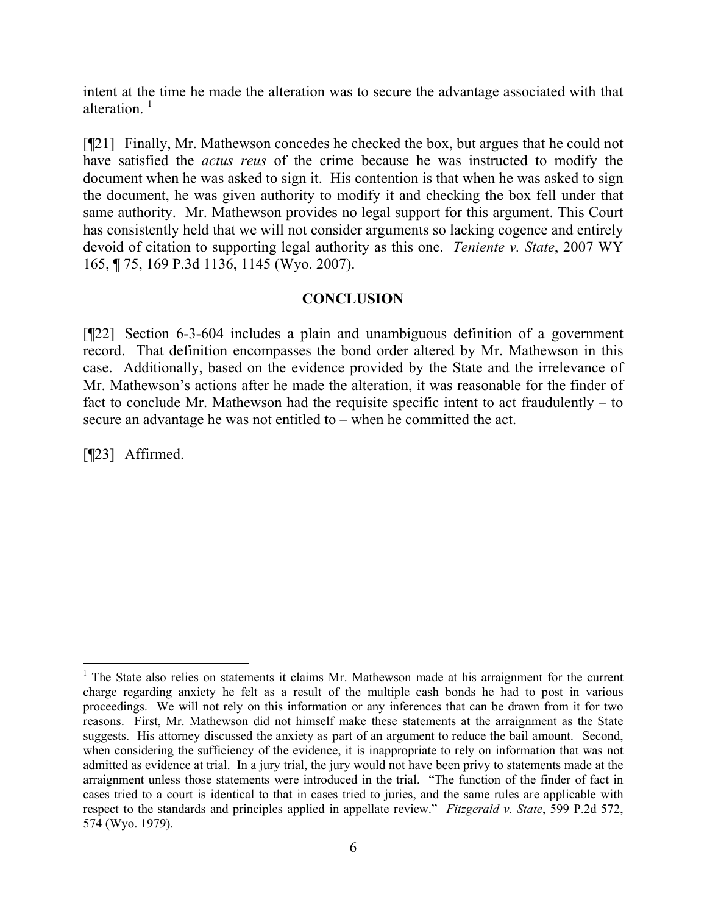intent at the time he made the alteration was to secure the advantage associated with that alteration. [1]

[¶21] Finally, Mr. Mathewson concedes he checked the box, but argues that he could not have satisfied the *actus reus* of the crime because he was instructed to modify the document when he was asked to sign it. His contention is that when he was asked to sign the document, he was given authority to modify it and checking the box fell under that same authority. Mr. Mathewson provides no legal support for this argument. This Court has consistently held that we will not consider arguments so lacking cogence and entirely devoid of citation to supporting legal authority as this one. *Teniente v. State*, 2007 WY 165, ¶ 75, 169 P.3d 1136, 1145 (Wyo. 2007).

## CONCLUSION

[¶22] Section 6-3-604 includes a plain and unambiguous definition of a government record. That definition encompasses the bond order altered by Mr. Mathewson in this case. Additionally, based on the evidence provided by the State and the irrelevance of Mr. Mathewson's actions after he made the alteration, it was reasonable for the finder of fact to conclude Mr. Mathewson had the requisite specific intent to act fraudulently – to secure an advantage he was not entitled to – when he committed the act.

[¶23] Affirmed.

---

[1] The State also relies on statements it claims Mr. Mathewson made at his arraignment for the current charge regarding anxiety he felt as a result of the multiple cash bonds he had to post in various proceedings. We will not rely on this information or any inferences that can be drawn from it for two reasons. First, Mr. Mathewson did not himself make these statements at the arraignment as the State suggests. His attorney discussed the anxiety as part of an argument to reduce the bail amount. Second, when considering the sufficiency of the evidence, it is inappropriate to rely on information that was not admitted as evidence at trial. In a jury trial, the jury would not have been privy to statements made at the arraignment unless those statements were introduced in the trial. "The function of the finder of fact in cases tried to a court is identical to that in cases tried to juries, and the same rules are applicable with respect to the standards and principles applied in appellate review." *Fitzgerald v. State*, 599 P.2d 572, 574 (Wyo. 1979).